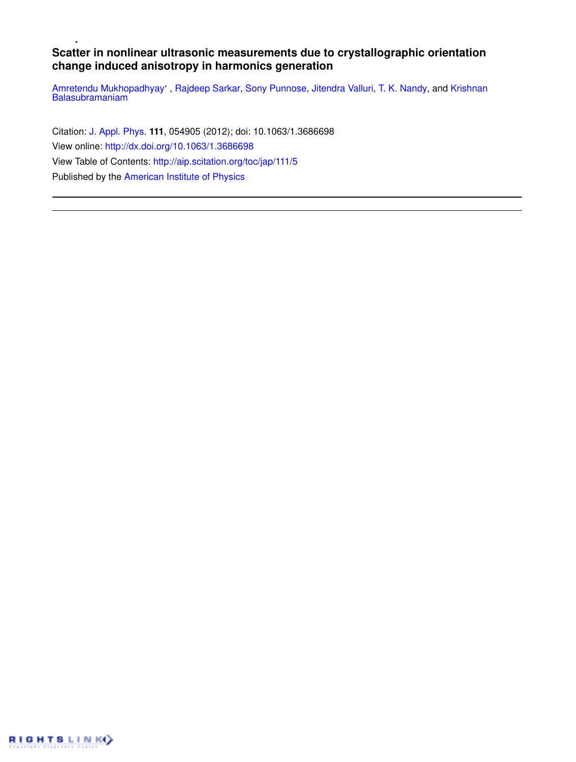# Scatter in nonlinear ultrasonic measurements due to crystallographic orientation change induced anisotropy in harmonics generation

Amretendu Mukhopadhyay' , Rajdeep Sarkar, Sony Punnose, Jitendra Valluri, T. K. Nandy, and Krishnan Balasubramaniam

Citation: J. Appl. Phys. **111**, 054905 (2012); doi: 10.1063/1.3686698

View online: http://dx.doi.org/10.1063/1.3686698

View Table of Contents: http://aip.scitation.org/toc/jap/111/5

Published by the American Institute of Physics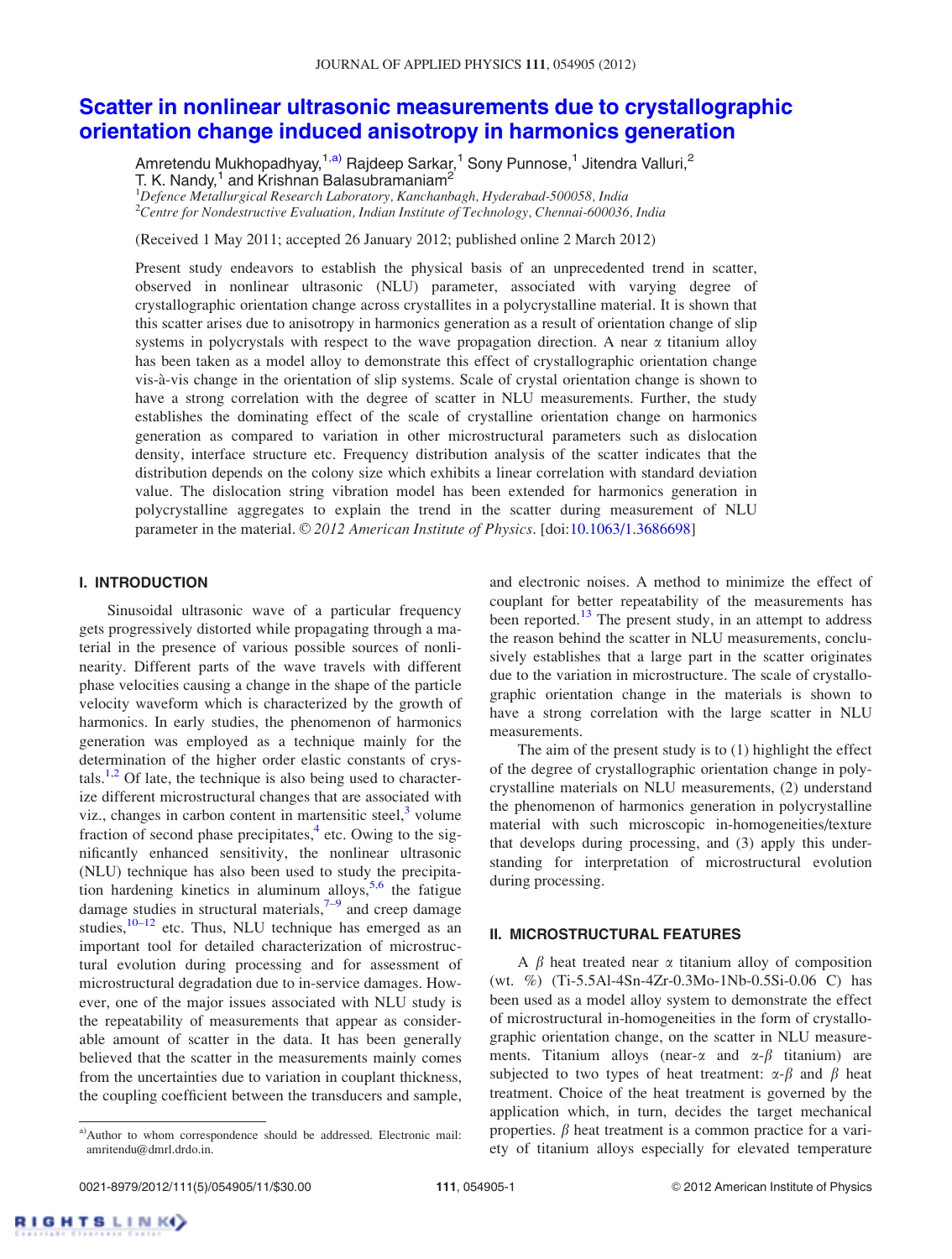# Scatter in nonlinear ultrasonic measurements due to crystallographic orientation change induced anisotropy in harmonics generation

Amretendu Mukhopadhyay,[1,a)] Rajdeep Sarkar,[1] Sony Punnose,[1] Jitendra Valluri,[2] T. K. Nandy,[1] and Krishnan Balasubramaniam[2]

[1]*Defence Metallurgical Research Laboratory, Kanchanbagh, Hyderabad-500058, India*
[2]*Centre for Nondestructive Evaluation, Indian Institute of Technology, Chennai-600036, India*

(Received 1 May 2011; accepted 26 January 2012; published online 2 March 2012)

Present study endeavors to establish the physical basis of an unprecedented trend in scatter, observed in nonlinear ultrasonic (NLU) parameter, associated with varying degree of crystallographic orientation change across crystallites in a polycrystalline material. It is shown that this scatter arises due to anisotropy in harmonics generation as a result of orientation change of slip systems in polycrystals with respect to the wave propagation direction. A near $\alpha$ titanium alloy has been taken as a model alloy to demonstrate this effect of crystallographic orientation change vis-à-vis change in the orientation of slip systems. Scale of crystal orientation change is shown to have a strong correlation with the degree of scatter in NLU measurements. Further, the study establishes the dominating effect of the scale of crystalline orientation change on harmonics generation as compared to variation in other microstructural parameters such as dislocation density, interface structure etc. Frequency distribution analysis of the scatter indicates that the distribution depends on the colony size which exhibits a linear correlation with standard deviation value. The dislocation string vibration model has been extended for harmonics generation in polycrystalline aggregates to explain the trend in the scatter during measurement of NLU parameter in the material. © *2012 American Institute of Physics*. [doi:10.1063/1.3686698]

## I. INTRODUCTION

Sinusoidal ultrasonic wave of a particular frequency gets progressively distorted while propagating through a material in the presence of various possible sources of nonlinearity. Different parts of the wave travels with different phase velocities causing a change in the shape of the particle velocity waveform which is characterized by the growth of harmonics. In early studies, the phenomenon of harmonics generation was employed as a technique mainly for the determination of the higher order elastic constants of crystals.[1,2] Of late, the technique is also being used to characterize different microstructural changes that are associated with viz., changes in carbon content in martensitic steel,[3] volume fraction of second phase precipitates,[4] etc. Owing to the significantly enhanced sensitivity, the nonlinear ultrasonic (NLU) technique has also been used to study the precipitation hardening kinetics in aluminum alloys,[5,6] the fatigue damage studies in structural materials,[7–9] and creep damage studies,[10–12] etc. Thus, NLU technique has emerged as an important tool for detailed characterization of microstructural evolution during processing and for assessment of microstructural degradation due to in-service damages. However, one of the major issues associated with NLU study is the repeatability of measurements that appear as considerable amount of scatter in the data. It has been generally believed that the scatter in the measurements mainly comes from the uncertainties due to variation in couplant thickness, the coupling coefficient between the transducers and sample, and electronic noises. A method to minimize the effect of couplant for better repeatability of the measurements has been reported.[13] The present study, in an attempt to address the reason behind the scatter in NLU measurements, conclusively establishes that a large part in the scatter originates due to the variation in microstructure. The scale of crystallographic orientation change in the materials is shown to have a strong correlation with the large scatter in NLU measurements.

The aim of the present study is to (1) highlight the effect of the degree of crystallographic orientation change in polycrystalline materials on NLU measurements, (2) understand the phenomenon of harmonics generation in polycrystalline material with such microscopic in-homogeneities/texture that develops during processing, and (3) apply this understanding for interpretation of microstructural evolution during processing.

## II. MICROSTRUCTURAL FEATURES

A $\beta$ heat treated near $\alpha$ titanium alloy of composition (wt. %) (Ti-5.5Al-4Sn-4Zr-0.3Mo-1Nb-0.5Si-0.06 C) has been used as a model alloy system to demonstrate the effect of microstructural in-homogeneities in the form of crystallographic orientation change, on the scatter in NLU measurements. Titanium alloys (near-$\alpha$ and $\alpha$-$\beta$ titanium) are subjected to two types of heat treatment: $\alpha$-$\beta$ and $\beta$ heat treatment. Choice of the heat treatment is governed by the application which, in turn, decides the target mechanical properties. $\beta$ heat treatment is a common practice for a variety of titanium alloys especially for elevated temperature

[a)]Author to whom correspondence should be addressed. Electronic mail: amritendu@dmrl.drdo.in.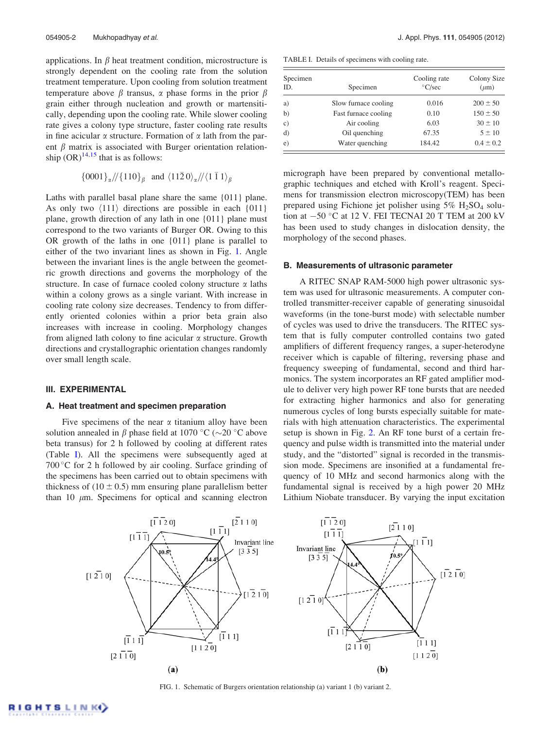applications. In $\beta$ heat treatment condition, microstructure is strongly dependent on the cooling rate from the solution treatment temperature. Upon cooling from solution treatment temperature above $\beta$ transus, $\alpha$ phase forms in the prior $\beta$ grain either through nucleation and growth or martensitically, depending upon the cooling rate. While slower cooling rate gives a colony type structure, faster cooling rate results in fine acicular $\alpha$ structure. Formation of $\alpha$ lath from the parent $\beta$ matrix is associated with Burger orientation relationship (OR)[14,15] that is as follows:

$$\{0001\}_{\alpha}//\{110\}_{\beta} \text{ and } \langle 11\bar{2}0\rangle_{\alpha}//\langle 1\bar{1}1\rangle_{\beta}$$

Laths with parallel basal plane share the same {011} plane. As only two ⟨111⟩ directions are possible in each {011} plane, growth direction of any lath in one {011} plane must correspond to the two variants of Burger OR. Owing to this OR growth of the laths in one {011} plane is parallel to either of the two invariant lines as shown in Fig. 1. Angle between the invariant lines is the angle between the geometric growth directions and governs the morphology of the structure. In case of furnace cooled colony structure $\alpha$ laths within a colony grows as a single variant. With increase in cooling rate colony size decreases. Tendency to from differently oriented colonies within a prior beta grain also increases with increase in cooling. Morphology changes from aligned lath colony to fine acicular $\alpha$ structure. Growth directions and crystallographic orientation changes randomly over small length scale.

## III. EXPERIMENTAL

### A. Heat treatment and specimen preparation

Five specimens of the near $\alpha$ titanium alloy have been solution annealed in $\beta$ phase field at 1070 °C (~20 °C above beta transus) for 2 h followed by cooling at different rates (Table I). All the specimens were subsequently aged at 700 °C for 2 h followed by air cooling. Surface grinding of the specimens has been carried out to obtain specimens with thickness of (10 ± 0.5) mm ensuring plane parallelism better than 10 $\mu$m. Specimens for optical and scanning electron micrograph have been prepared by conventional metallographic techniques and etched with Kroll's reagent. Specimens for transmission electron microscopy(TEM) have been prepared using Fichione jet polisher using 5% $H_2SO_4$ solution at −50 °C at 12 V. FEI TECNAI 20 T TEM at 200 kV has been used to study changes in dislocation density, the morphology of the second phases.

TABLE I. Details of specimens with cooling rate.

| Specimen ID. | Specimen | Cooling rate °C/sec | Colony Size ($\mu$m) |
|---|---|---|---|
| a) | Slow furnace cooling | 0.016 | 200 ± 50 |
| b) | Fast furnace cooling | 0.10 | 150 ± 50 |
| c) | Air cooling | 6.03 | 30 ± 10 |
| d) | Oil quenching | 67.35 | 5 ± 10 |
| e) | Water quenching | 184.42 | 0.4 ± 0.2 |

### B. Measurements of ultrasonic parameter

A RITEC SNAP RAM-5000 high power ultrasonic system was used for ultrasonic measurements. A computer controlled transmitter-receiver capable of generating sinusoidal waveforms (in the tone-burst mode) with selectable number of cycles was used to drive the transducers. The RITEC system that is fully computer controlled contains two gated amplifiers of different frequency ranges, a super-heterodyne receiver which is capable of filtering, reversing phase and frequency sweeping of fundamental, second and third harmonics. The system incorporates an RF gated amplifier module to deliver very high power RF tone bursts that are needed for extracting higher harmonics and also for generating numerous cycles of long bursts especially suitable for materials with high attenuation characteristics. The experimental setup is shown in Fig. 2. An RF tone burst of a certain frequency and pulse width is transmitted into the material under study, and the "distorted" signal is recorded in the transmission mode. Specimens are insonified at a fundamental frequency of 10 MHz and second harmonics along with the fundamental signal is received by a high power 20 MHz Lithium Niobate transducer. By varying the input excitation

FIG. 1. Schematic of Burgers orientation relationship (a) variant 1 (b) variant 2.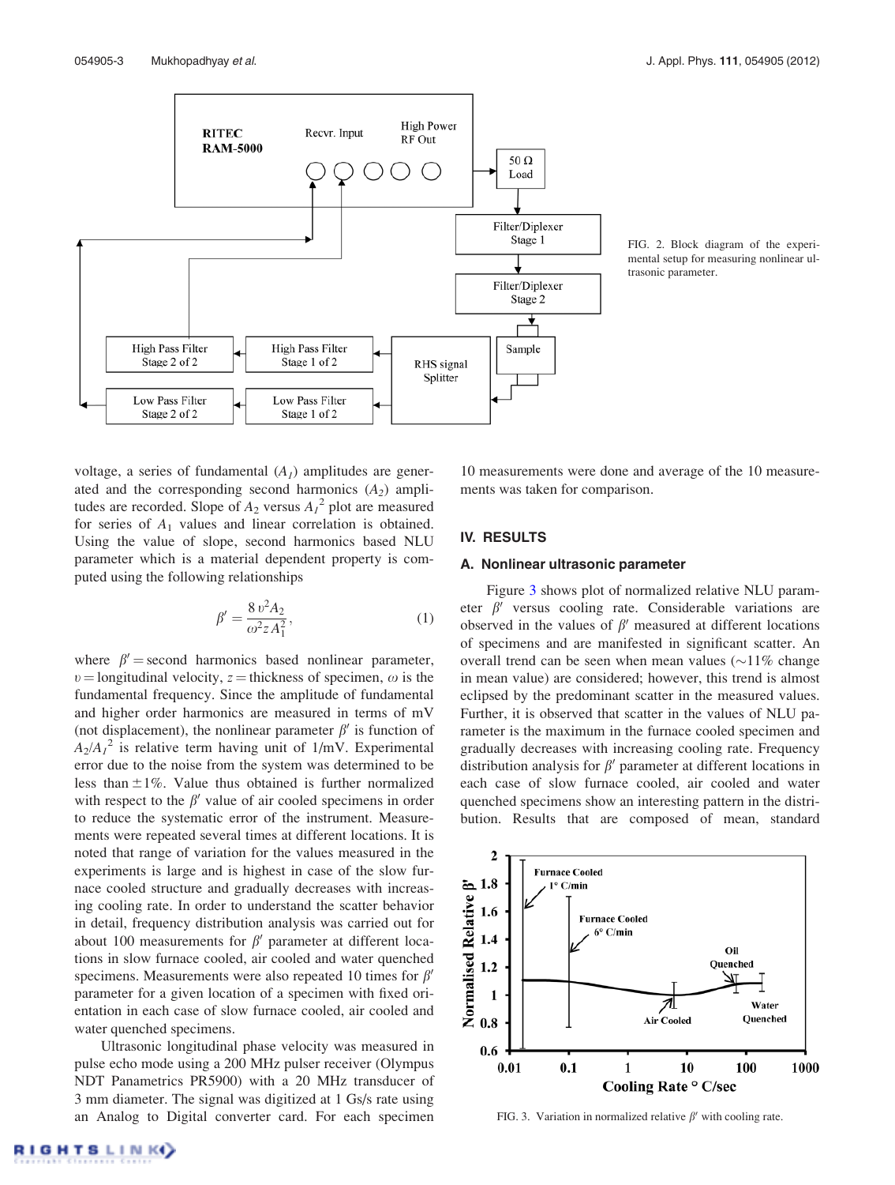FIG. 2. Block diagram of the experimental setup for measuring nonlinear ultrasonic parameter.

voltage, a series of fundamental ($A_1$) amplitudes are generated and the corresponding second harmonics ($A_2$) amplitudes are recorded. Slope of $A_2$ versus $A_1^2$ plot are measured for series of $A_1$ values and linear correlation is obtained. Using the value of slope, second harmonics based NLU parameter which is a material dependent property is computed using the following relationships

$$\beta' = \frac{8\upsilon^2 A_2}{\omega^2 z A_1^2}, \tag{1}$$

where $\beta'$ = second harmonics based nonlinear parameter, $\upsilon$ = longitudinal velocity, $z$ = thickness of specimen, $\omega$ is the fundamental frequency. Since the amplitude of fundamental and higher order harmonics are measured in terms of mV (not displacement), the nonlinear parameter $\beta'$ is function of $A_2/A_1^2$ is relative term having unit of 1/mV. Experimental error due to the noise from the system was determined to be less than $\pm 1\%$. Value thus obtained is further normalized with respect to the $\beta'$ value of air cooled specimens in order to reduce the systematic error of the instrument. Measurements were repeated several times at different locations. It is noted that range of variation for the values measured in the experiments is large and is highest in case of the slow furnace cooled structure and gradually decreases with increasing cooling rate. In order to understand the scatter behavior in detail, frequency distribution analysis was carried out for about 100 measurements for $\beta'$ parameter at different locations in slow furnace cooled, air cooled and water quenched specimens. Measurements were also repeated 10 times for $\beta'$ parameter for a given location of a specimen with fixed orientation in each case of slow furnace cooled, air cooled and water quenched specimens.

Ultrasonic longitudinal phase velocity was measured in pulse echo mode using a 200 MHz pulser receiver (Olympus NDT Panametrics PR5900) with a 20 MHz transducer of 3 mm diameter. The signal was digitized at 1 Gs/s rate using an Analog to Digital converter card. For each specimen 10 measurements were done and average of the 10 measurements was taken for comparison.

## IV. RESULTS

### A. Nonlinear ultrasonic parameter

Figure 3 shows plot of normalized relative NLU parameter $\beta'$ versus cooling rate. Considerable variations are observed in the values of $\beta'$ measured at different locations of specimens and are manifested in significant scatter. An overall trend can be seen when mean values (~11% change in mean value) are considered; however, this trend is almost eclipsed by the predominant scatter in the measured values. Further, it is observed that scatter in the values of NLU parameter is the maximum in the furnace cooled specimen and gradually decreases with increasing cooling rate. Frequency distribution analysis for $\beta'$ parameter at different locations in each case of slow furnace cooled, air cooled and water quenched specimens show an interesting pattern in the distribution. Results that are composed of mean, standard

FIG. 3. Variation in normalized relative $\beta'$ with cooling rate.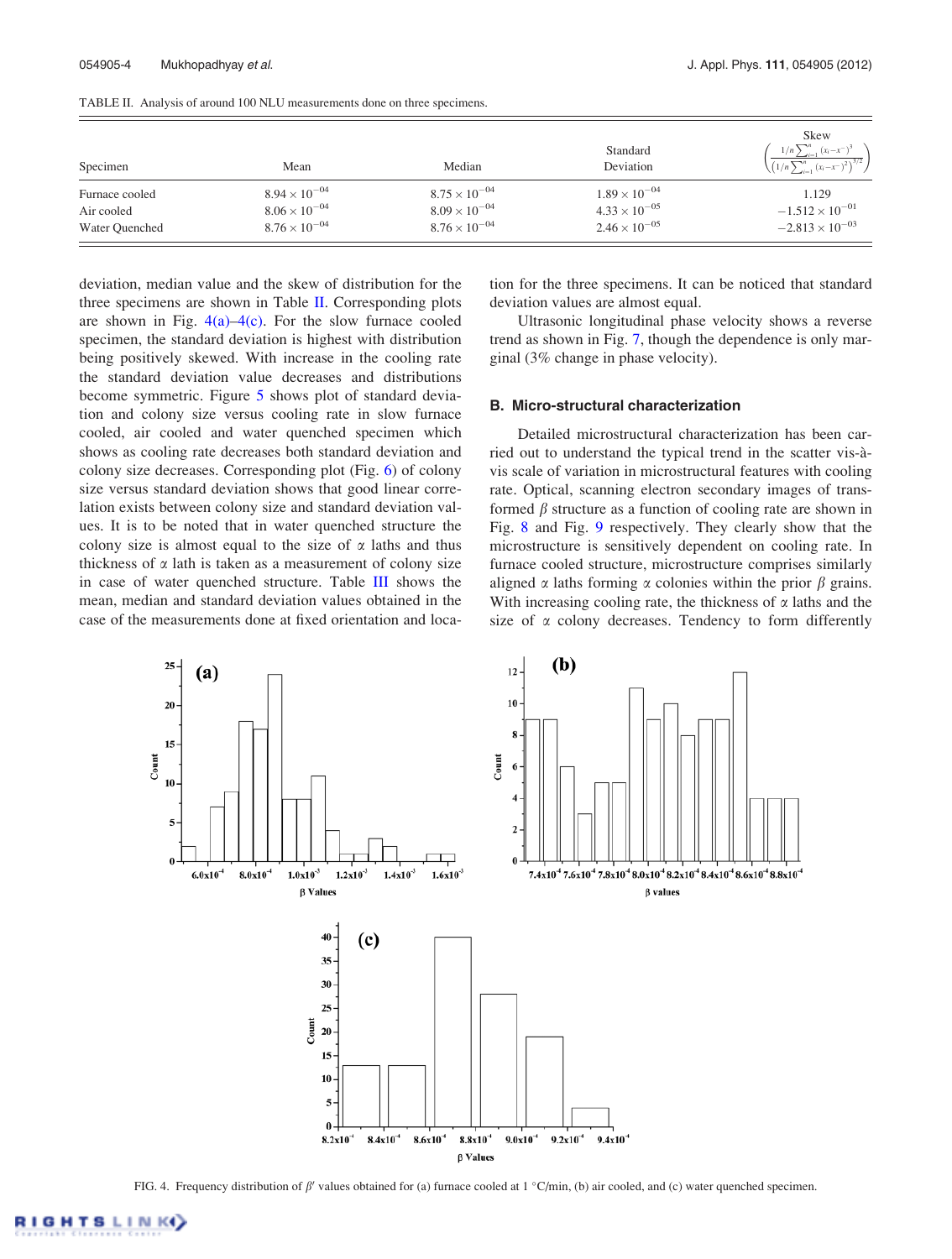TABLE II. Analysis of around 100 NLU measurements done on three specimens.

| Specimen | Mean | Median | Standard Deviation | Skew $\left(\frac{1/n\sum_{i=1}^{n}(x_i-\bar{x})^3}{\left(1/n\sum_{i=1}^{n}(x_i-\bar{x})^2\right)^{3/2}}\right)$ |
|---|---|---|---|---|
| Furnace cooled | $8.94\times10^{-04}$ | $8.75\times10^{-04}$ | $1.89\times10^{-04}$ | 1.129 |
| Air cooled | $8.06\times10^{-04}$ | $8.09\times10^{-04}$ | $4.33\times10^{-05}$ | $-1.512\times10^{-01}$ |
| Water Quenched | $8.76\times10^{-04}$ | $8.76\times10^{-04}$ | $2.46\times10^{-05}$ | $-2.813\times10^{-03}$ |

deviation, median value and the skew of distribution for the three specimens are shown in Table II. Corresponding plots are shown in Fig. 4(a)–4(c). For the slow furnace cooled specimen, the standard deviation is highest with distribution being positively skewed. With increase in the cooling rate the standard deviation value decreases and distributions become symmetric. Figure 5 shows plot of standard deviation and colony size versus cooling rate in slow furnace cooled, air cooled and water quenched specimen which shows as cooling rate decreases both standard deviation and colony size decreases. Corresponding plot (Fig. 6) of colony size versus standard deviation shows that good linear correlation exists between colony size and standard deviation values. It is to be noted that in water quenched structure the colony size is almost equal to the size of $\alpha$ laths and thus thickness of $\alpha$ lath is taken as a measurement of colony size in case of water quenched structure. Table III shows the mean, median and standard deviation values obtained in the case of the measurements done at fixed orientation and location for the three specimens. It can be noticed that standard deviation values are almost equal.

Ultrasonic longitudinal phase velocity shows a reverse trend as shown in Fig. 7, though the dependence is only marginal (3% change in phase velocity).

### B. Micro-structural characterization

Detailed microstructural characterization has been carried out to understand the typical trend in the scatter vis-à-vis scale of variation in microstructural features with cooling rate. Optical, scanning electron secondary images of transformed $\beta$ structure as a function of cooling rate are shown in Fig. 8 and Fig. 9 respectively. They clearly show that the microstructure is sensitively dependent on cooling rate. In furnace cooled structure, microstructure comprises similarly aligned $\alpha$ laths forming $\alpha$ colonies within the prior $\beta$ grains. With increasing cooling rate, the thickness of $\alpha$ laths and the size of $\alpha$ colony decreases. Tendency to form differently

FIG. 4. Frequency distribution of $\beta'$ values obtained for (a) furnace cooled at 1 °C/min, (b) air cooled, and (c) water quenched specimen.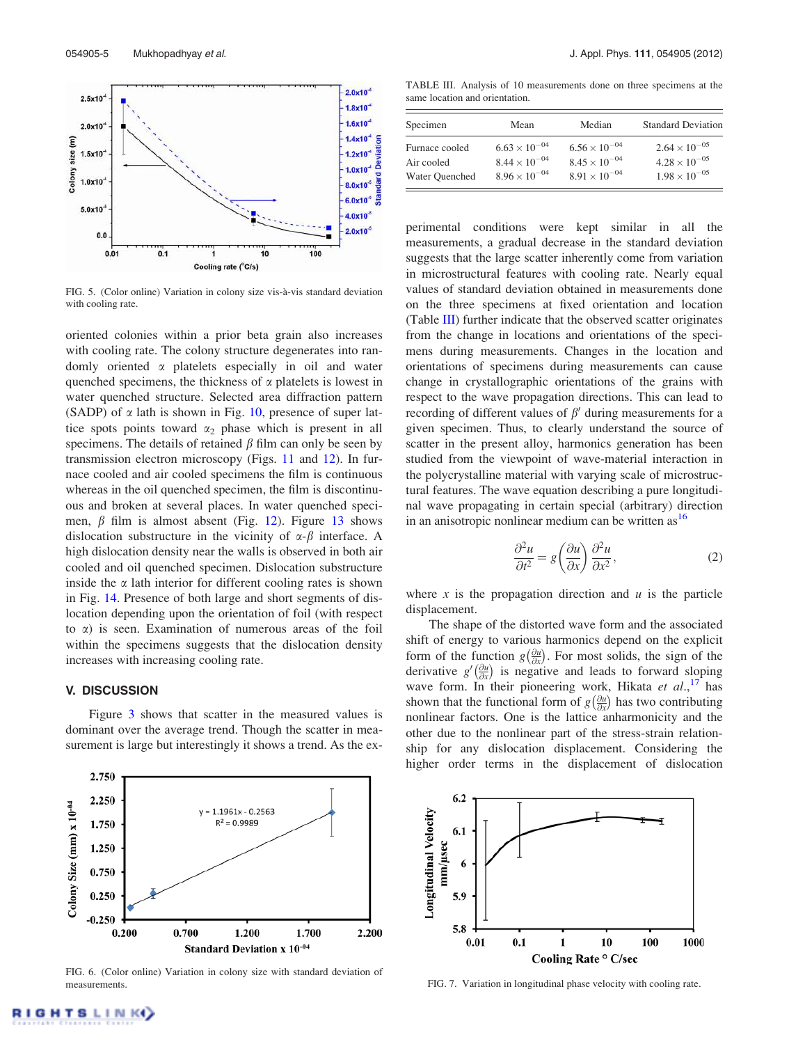FIG. 5. (Color online) Variation in colony size vis-à-vis standard deviation with cooling rate.

oriented colonies within a prior beta grain also increases with cooling rate. The colony structure degenerates into randomly oriented $\alpha$ platelets especially in oil and water quenched specimens, the thickness of $\alpha$ platelets is lowest in water quenched structure. Selected area diffraction pattern (SADP) of $\alpha$ lath is shown in Fig. 10, presence of super lattice spots points toward $\alpha_2$ phase which is present in all specimens. The details of retained $\beta$ film can only be seen by transmission electron microscopy (Figs. 11 and 12). In furnace cooled and air cooled specimens the film is continuous whereas in the oil quenched specimen, the film is discontinuous and broken at several places. In water quenched specimen, $\beta$ film is almost absent (Fig. 12). Figure 13 shows dislocation substructure in the vicinity of $\alpha$-$\beta$ interface. A high dislocation density near the walls is observed in both air cooled and oil quenched specimen. Dislocation substructure inside the $\alpha$ lath interior for different cooling rates is shown in Fig. 14. Presence of both large and short segments of dislocation depending upon the orientation of foil (with respect to $\alpha$) is seen. Examination of numerous areas of the foil within the specimens suggests that the dislocation density increases with increasing cooling rate.

## V. DISCUSSION

Figure 3 shows that scatter in the measured values is dominant over the average trend. Though the scatter in measurement is large but interestingly it shows a trend. As the experimental conditions were kept similar in all the measurements, a gradual decrease in the standard deviation suggests that the large scatter inherently come from variation in microstructural features with cooling rate. Nearly equal values of standard deviation obtained in measurements done on the three specimens at fixed orientation and location (Table III) further indicate that the observed scatter originates from the change in locations and orientations of the specimens during measurements. Changes in the location and orientations of specimens during measurements can cause change in crystallographic orientations of the grains with respect to the wave propagation directions. This can lead to recording of different values of $\beta'$ during measurements for a given specimen. Thus, to clearly understand the source of scatter in the present alloy, harmonics generation has been studied from the viewpoint of wave-material interaction in the polycrystalline material with varying scale of microstructural features. The wave equation describing a pure longitudinal wave propagating in certain special (arbitrary) direction in an anisotropic nonlinear medium can be written as[16]

$$\frac{\partial^2 u}{\partial t^2} = g\left(\frac{\partial u}{\partial x}\right)\frac{\partial^2 u}{\partial x^2}, \tag{2}$$

where $x$ is the propagation direction and $u$ is the particle displacement.

The shape of the distorted wave form and the associated shift of energy to various harmonics depend on the explicit form of the function $g\left(\frac{\partial u}{\partial x}\right)$. For most solids, the sign of the derivative $g'\left(\frac{\partial u}{\partial x}\right)$ is negative and leads to forward sloping wave form. In their pioneering work, Hikata *et al.*,[17] has shown that the functional form of $g\left(\frac{\partial u}{\partial x}\right)$ has two contributing nonlinear factors. One is the lattice anharmonicity and the other due to the nonlinear part of the stress-strain relationship for any dislocation displacement. Considering the higher order terms in the displacement of dislocation

TABLE III. Analysis of 10 measurements done on three specimens at the same location and orientation.

| Specimen | Mean | Median | Standard Deviation |
|---|---|---|---|
| Furnace cooled | $6.63 \times 10^{-04}$ | $6.56 \times 10^{-04}$ | $2.64 \times 10^{-05}$ |
| Air cooled | $8.44 \times 10^{-04}$ | $8.45 \times 10^{-04}$ | $4.28 \times 10^{-05}$ |
| Water Quenched | $8.96 \times 10^{-04}$ | $8.91 \times 10^{-04}$ | $1.98 \times 10^{-05}$ |

FIG. 6. (Color online) Variation in colony size with standard deviation of measurements.

FIG. 7. Variation in longitudinal phase velocity with cooling rate.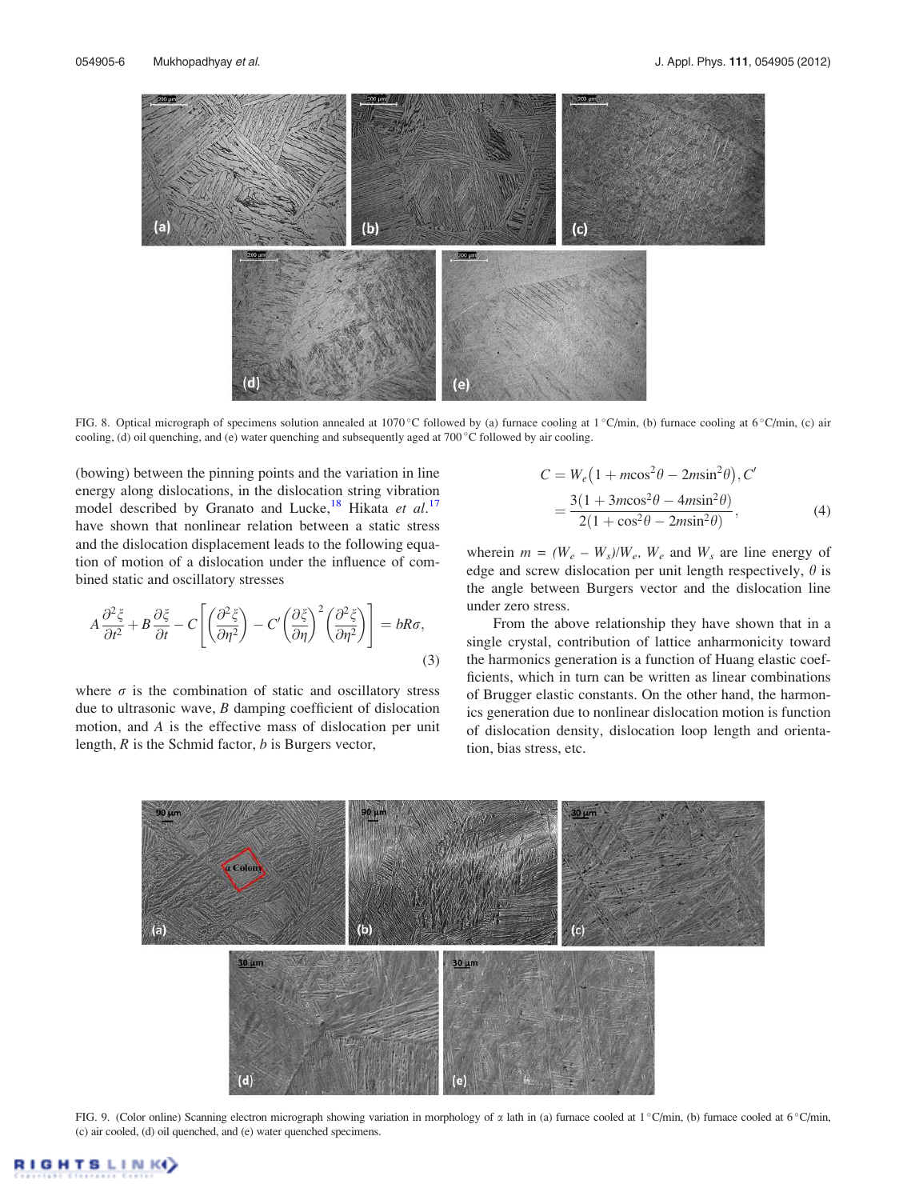FIG. 8. Optical micrograph of specimens solution annealed at 1070 °C followed by (a) furnace cooling at 1 °C/min, (b) furnace cooling at 6 °C/min, (c) air cooling, (d) oil quenching, and (e) water quenching and subsequently aged at 700 °C followed by air cooling.

(bowing) between the pinning points and the variation in line energy along dislocations, in the dislocation string vibration model described by Granato and Lucke,[18] Hikata *et al.*[17] have shown that nonlinear relation between a static stress and the dislocation displacement leads to the following equation of motion of a dislocation under the influence of combined static and oscillatory stresses

$$A\frac{\partial^2\xi}{\partial t^2} + B\frac{\partial\xi}{\partial t} - C\left[\left(\frac{\partial^2\xi}{\partial\eta^2}\right) - C'\left(\frac{\partial\xi}{\partial\eta}\right)^2\left(\frac{\partial^2\xi}{\partial\eta^2}\right)\right] = bR\sigma, \tag{3}$$

where $\sigma$ is the combination of static and oscillatory stress due to ultrasonic wave, $B$ damping coefficient of dislocation motion, and $A$ is the effective mass of dislocation per unit length, $R$ is the Schmid factor, $b$ is Burgers vector,

$$C = W_e\left(1 + m\cos^2\theta - 2m\sin^2\theta\right), C' = \frac{3(1 + 3m\cos^2\theta - 4m\sin^2\theta)}{2(1 + \cos^2\theta - 2m\sin^2\theta)}, \tag{4}$$

wherein $m = (W_e - W_s)/W_e$, $W_e$ and $W_s$ are line energy of edge and screw dislocation per unit length respectively, $\theta$ is the angle between Burgers vector and the dislocation line under zero stress.

From the above relationship they have shown that in a single crystal, contribution of lattice anharmonicity toward the harmonics generation is a function of Huang elastic coefficients, which in turn can be written as linear combinations of Brugger elastic constants. On the other hand, the harmonics generation due to nonlinear dislocation motion is function of dislocation density, dislocation loop length and orientation, bias stress, etc.

FIG. 9. (Color online) Scanning electron micrograph showing variation in morphology of α lath in (a) furnace cooled at 1 °C/min, (b) furnace cooled at 6 °C/min, (c) air cooled, (d) oil quenched, and (e) water quenched specimens.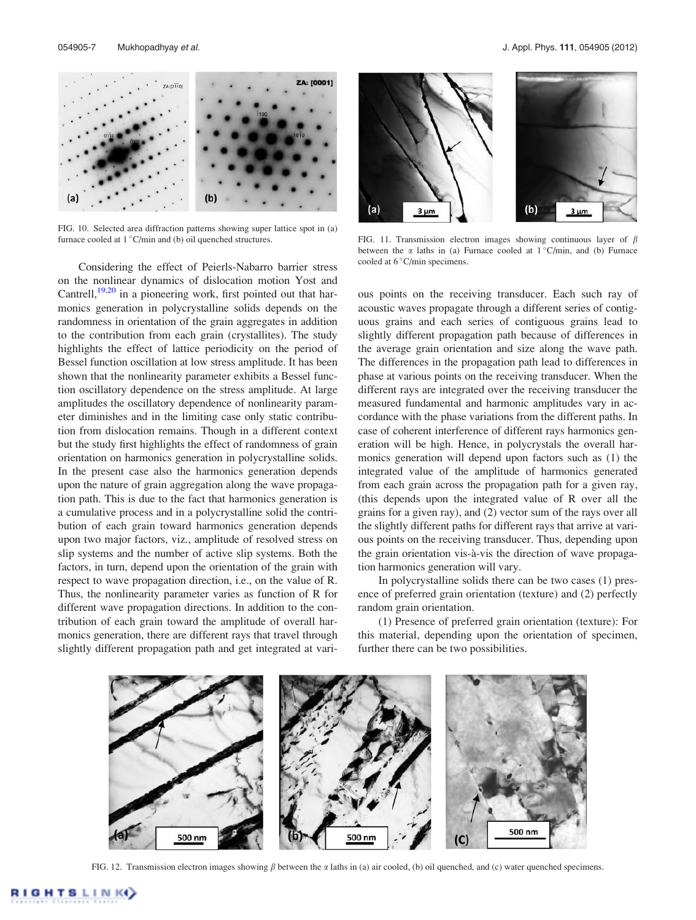FIG. 10. Selected area diffraction patterns showing super lattice spot in (a) furnace cooled at 1 °C/min and (b) oil quenched structures.

FIG. 11. Transmission electron images showing continuous layer of $\beta$ between the $\alpha$ laths in (a) Furnace cooled at 1 °C/min, and (b) Furnace cooled at 6 °C/min specimens.

Considering the effect of Peierls-Nabarro barrier stress on the nonlinear dynamics of dislocation motion Yost and Cantrell,[19,20] in a pioneering work, first pointed out that harmonics generation in polycrystalline solids depends on the randomness in orientation of the grain aggregates in addition to the contribution from each grain (crystallites). The study highlights the effect of lattice periodicity on the period of Bessel function oscillation at low stress amplitude. It has been shown that the nonlinearity parameter exhibits a Bessel function oscillatory dependence on the stress amplitude. At large amplitudes the oscillatory dependence of nonlinearity parameter diminishes and in the limiting case only static contribution from dislocation remains. Though in a different context but the study first highlights the effect of randomness of grain orientation on harmonics generation in polycrystalline solids. In the present case also the harmonics generation depends upon the nature of grain aggregation along the wave propagation path. This is due to the fact that harmonics generation is a cumulative process and in a polycrystalline solid the contribution of each grain toward harmonics generation depends upon two major factors, viz., amplitude of resolved stress on slip systems and the number of active slip systems. Both the factors, in turn, depend upon the orientation of the grain with respect to wave propagation direction, i.e., on the value of R. Thus, the nonlinearity parameter varies as function of R for different wave propagation directions. In addition to the contribution of each grain toward the amplitude of overall harmonics generation, there are different rays that travel through slightly different propagation path and get integrated at various points on the receiving transducer. Each such ray of acoustic waves propagate through a different series of contiguous grains and each series of contiguous grains lead to slightly different propagation path because of differences in the average grain orientation and size along the wave path. The differences in the propagation path lead to differences in phase at various points on the receiving transducer. When the different rays are integrated over the receiving transducer the measured fundamental and harmonic amplitudes vary in accordance with the phase variations from the different paths. In case of coherent interference of different rays harmonics generation will be high. Hence, in polycrystals the overall harmonics generation will depend upon factors such as (1) the integrated value of the amplitude of harmonics generated from each grain across the propagation path for a given ray, (this depends upon the integrated value of R over all the grains for a given ray), and (2) vector sum of the rays over all the slightly different paths for different rays that arrive at various points on the receiving transducer. Thus, depending upon the grain orientation vis-à-vis the direction of wave propagation harmonics generation will vary.

In polycrystalline solids there can be two cases (1) presence of preferred grain orientation (texture) and (2) perfectly random grain orientation.

(1) Presence of preferred grain orientation (texture): For this material, depending upon the orientation of specimen, further there can be two possibilities.

FIG. 12. Transmission electron images showing $\beta$ between the $\alpha$ laths in (a) air cooled, (b) oil quenched, and (c) water quenched specimens.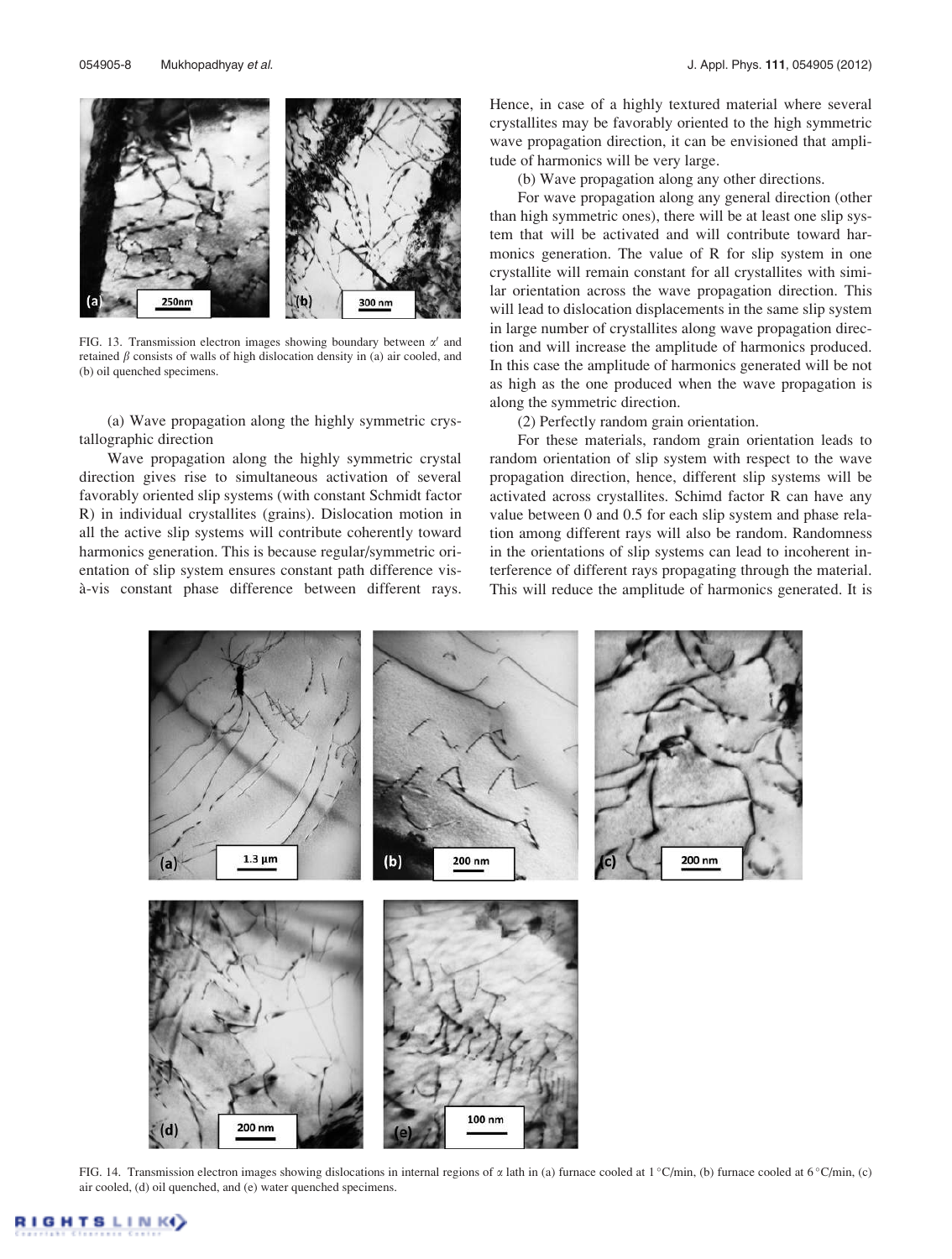FIG. 13. Transmission electron images showing boundary between $\alpha'$ and retained $\beta$ consists of walls of high dislocation density in (a) air cooled, and (b) oil quenched specimens.

(a) Wave propagation along the highly symmetric crystallographic direction

Wave propagation along the highly symmetric crystal direction gives rise to simultaneous activation of several favorably oriented slip systems (with constant Schmidt factor R) in individual crystallites (grains). Dislocation motion in all the active slip systems will contribute coherently toward harmonics generation. This is because regular/symmetric orientation of slip system ensures constant path difference vis-à-vis constant phase difference between different rays. Hence, in case of a highly textured material where several crystallites may be favorably oriented to the high symmetric wave propagation direction, it can be envisioned that amplitude of harmonics will be very large.

(b) Wave propagation along any other directions.

For wave propagation along any general direction (other than high symmetric ones), there will be at least one slip system that will be activated and will contribute toward harmonics generation. The value of R for slip system in one crystallite will remain constant for all crystallites with similar orientation across the wave propagation direction. This will lead to dislocation displacements in the same slip system in large number of crystallites along wave propagation direction and will increase the amplitude of harmonics produced. In this case the amplitude of harmonics generated will be not as high as the one produced when the wave propagation is along the symmetric direction.

(2) Perfectly random grain orientation.

For these materials, random grain orientation leads to random orientation of slip system with respect to the wave propagation direction, hence, different slip systems will be activated across crystallites. Schimd factor R can have any value between 0 and 0.5 for each slip system and phase relation among different rays will also be random. Randomness in the orientations of slip systems can lead to incoherent interference of different rays propagating through the material. This will reduce the amplitude of harmonics generated. It is

FIG. 14. Transmission electron images showing dislocations in internal regions of $\alpha$ lath in (a) furnace cooled at 1 °C/min, (b) furnace cooled at 6 °C/min, (c) air cooled, (d) oil quenched, and (e) water quenched specimens.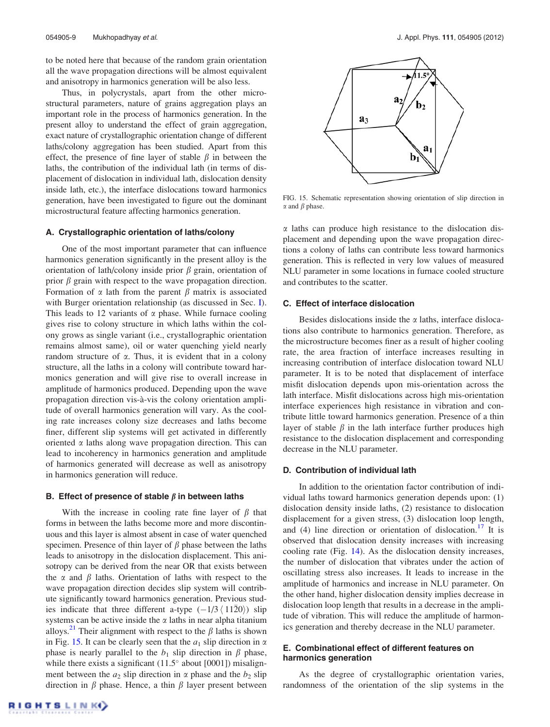to be noted here that because of the random grain orientation all the wave propagation directions will be almost equivalent and anisotropy in harmonics generation will be also less.

Thus, in polycrystals, apart from the other microstructural parameters, nature of grains aggregation plays an important role in the process of harmonics generation. In the present alloy to understand the effect of grain aggregation, exact nature of crystallographic orientation change of different laths/colony aggregation has been studied. Apart from this effect, the presence of fine layer of stable $\beta$ in between the laths, the contribution of the individual lath (in terms of displacement of dislocation in individual lath, dislocation density inside lath, etc.), the interface dislocations toward harmonics generation, have been investigated to figure out the dominant microstructural feature affecting harmonics generation.

### A. Crystallographic orientation of laths/colony

One of the most important parameter that can influence harmonics generation significantly in the present alloy is the orientation of lath/colony inside prior $\beta$ grain, orientation of prior $\beta$ grain with respect to the wave propagation direction. Formation of $\alpha$ lath from the parent $\beta$ matrix is associated with Burger orientation relationship (as discussed in Sec. I). This leads to 12 variants of $\alpha$ phase. While furnace cooling gives rise to colony structure in which laths within the colony grows as single variant (i.e., crystallographic orientation remains almost same), oil or water quenching yield nearly random structure of $\alpha$. Thus, it is evident that in a colony structure, all the laths in a colony will contribute toward harmonics generation and will give rise to overall increase in amplitude of harmonics produced. Depending upon the wave propagation direction vis-à-vis the colony orientation amplitude of overall harmonics generation will vary. As the cooling rate increases colony size decreases and laths become finer, different slip systems will get activated in differently oriented $\alpha$ laths along wave propagation direction. This can lead to incoherency in harmonics generation and amplitude of harmonics generated will decrease as well as anisotropy in harmonics generation will reduce.

### B. Effect of presence of stable $\beta$ in between laths

With the increase in cooling rate fine layer of $\beta$ that forms in between the laths become more and more discontinuous and this layer is almost absent in case of water quenched specimen. Presence of thin layer of $\beta$ phase between the laths leads to anisotropy in the dislocation displacement. This anisotropy can be derived from the near OR that exists between the $\alpha$ and $\beta$ laths. Orientation of laths with respect to the wave propagation direction decides slip system will contribute significantly toward harmonics generation. Previous studies indicate that three different a-type $(-1/3\langle 11\bar{2}0\rangle)$ slip systems can be active inside the $\alpha$ laths in near alpha titanium alloys.[21] Their alignment with respect to the $\beta$ laths is shown in Fig. 15. It can be clearly seen that the $a_1$ slip direction in $\alpha$ phase is nearly parallel to the $b_1$ slip direction in $\beta$ phase, while there exists a significant (11.5° about [0001]) misalignment between the $a_2$ slip direction in $\alpha$ phase and the $b_2$ slip direction in $\beta$ phase. Hence, a thin $\beta$ layer present between $\alpha$ laths can produce high resistance to the dislocation displacement and depending upon the wave propagation directions a colony of laths can contribute less toward harmonics generation. This is reflected in very low values of measured NLU parameter in some locations in furnace cooled structure and contributes to the scatter.

FIG. 15. Schematic representation showing orientation of slip direction in $\alpha$ and $\beta$ phase.

### C. Effect of interface dislocation

Besides dislocations inside the $\alpha$ laths, interface dislocations also contribute to harmonics generation. Therefore, as the microstructure becomes finer as a result of higher cooling rate, the area fraction of interface increases resulting in increasing contribution of interface dislocation toward NLU parameter. It is to be noted that displacement of interface misfit dislocation depends upon mis-orientation across the lath interface. Misfit dislocations across high mis-orientation interface experiences high resistance in vibration and contribute little toward harmonics generation. Presence of a thin layer of stable $\beta$ in the lath interface further produces high resistance to the dislocation displacement and corresponding decrease in the NLU parameter.

### D. Contribution of individual lath

In addition to the orientation factor contribution of individual laths toward harmonics generation depends upon: (1) dislocation density inside laths, (2) resistance to dislocation displacement for a given stress, (3) dislocation loop length, and (4) line direction or orientation of dislocation.[17] It is observed that dislocation density increases with increasing cooling rate (Fig. 14). As the dislocation density increases, the number of dislocation that vibrates under the action of oscillating stress also increases. It leads to increase in the amplitude of harmonics and increase in NLU parameter. On the other hand, higher dislocation density implies decrease in dislocation loop length that results in a decrease in the amplitude of vibration. This will reduce the amplitude of harmonics generation and thereby decrease in the NLU parameter.

### E. Combinational effect of different features on harmonics generation

As the degree of crystallographic orientation varies, randomness of the orientation of the slip systems in the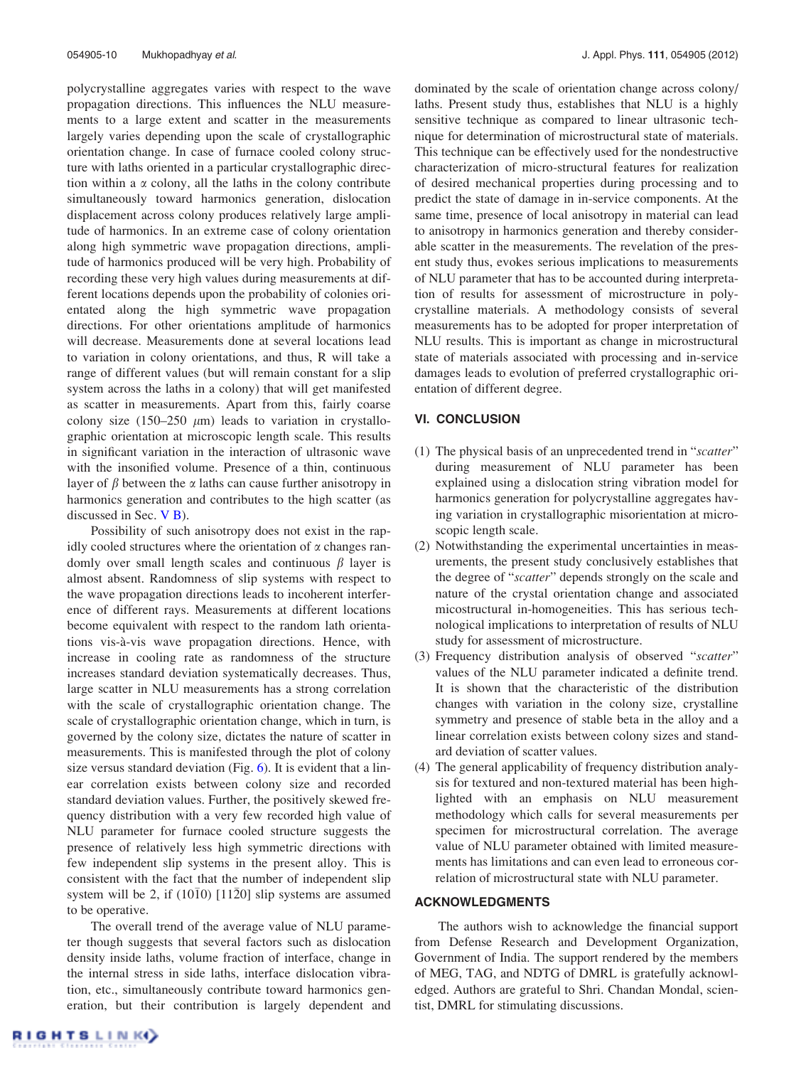polycrystalline aggregates varies with respect to the wave propagation directions. This influences the NLU measurements to a large extent and scatter in the measurements largely varies depending upon the scale of crystallographic orientation change. In case of furnace cooled colony structure with laths oriented in a particular crystallographic direction within a $\alpha$ colony, all the laths in the colony contribute simultaneously toward harmonics generation, dislocation displacement across colony produces relatively large amplitude of harmonics. In an extreme case of colony orientation along high symmetric wave propagation directions, amplitude of harmonics produced will be very high. Probability of recording these very high values during measurements at different locations depends upon the probability of colonies orientated along the high symmetric wave propagation directions. For other orientations amplitude of harmonics will decrease. Measurements done at several locations lead to variation in colony orientations, and thus, R will take a range of different values (but will remain constant for a slip system across the laths in a colony) that will get manifested as scatter in measurements. Apart from this, fairly coarse colony size (150–250 $\mu$m) leads to variation in crystallographic orientation at microscopic length scale. This results in significant variation in the interaction of ultrasonic wave with the insonified volume. Presence of a thin, continuous layer of $\beta$ between the $\alpha$ laths can cause further anisotropy in harmonics generation and contributes to the high scatter (as discussed in Sec. V B).

Possibility of such anisotropy does not exist in the rapidly cooled structures where the orientation of $\alpha$ changes randomly over small length scales and continuous $\beta$ layer is almost absent. Randomness of slip systems with respect to the wave propagation directions leads to incoherent interference of different rays. Measurements at different locations become equivalent with respect to the random lath orientations vis-à-vis wave propagation directions. Hence, with increase in cooling rate as randomness of the structure increases standard deviation systematically decreases. Thus, large scatter in NLU measurements has a strong correlation with the scale of crystallographic orientation change. The scale of crystallographic orientation change, which in turn, is governed by the colony size, dictates the nature of scatter in measurements. This is manifested through the plot of colony size versus standard deviation (Fig. 6). It is evident that a linear correlation exists between colony size and recorded standard deviation values. Further, the positively skewed frequency distribution with a very few recorded high value of NLU parameter for furnace cooled structure suggests the presence of relatively less high symmetric directions with few independent slip systems in the present alloy. This is consistent with the fact that the number of independent slip system will be 2, if $(10\bar{1}0)$ $[11\bar{2}0]$ slip systems are assumed to be operative.

The overall trend of the average value of NLU parameter though suggests that several factors such as dislocation density inside laths, volume fraction of interface, change in the internal stress in side laths, interface dislocation vibration, etc., simultaneously contribute toward harmonics generation, but their contribution is largely dependent and dominated by the scale of orientation change across colony/laths. Present study thus, establishes that NLU is a highly sensitive technique as compared to linear ultrasonic technique for determination of microstructural state of materials. This technique can be effectively used for the nondestructive characterization of micro-structural features for realization of desired mechanical properties during processing and to predict the state of damage in in-service components. At the same time, presence of local anisotropy in material can lead to anisotropy in harmonics generation and thereby considerable scatter in the measurements. The revelation of the present study thus, evokes serious implications to measurements of NLU parameter that has to be accounted during interpretation of results for assessment of microstructure in polycrystalline materials. A methodology consists of several measurements has to be adopted for proper interpretation of NLU results. This is important as change in microstructural state of materials associated with processing and in-service damages leads to evolution of preferred crystallographic orientation of different degree.

## VI. CONCLUSION

(1) The physical basis of an unprecedented trend in "*scatter*" during measurement of NLU parameter has been explained using a dislocation string vibration model for harmonics generation for polycrystalline aggregates having variation in crystallographic misorientation at microscopic length scale.

(2) Notwithstanding the experimental uncertainties in measurements, the present study conclusively establishes that the degree of "*scatter*" depends strongly on the scale and nature of the crystal orientation change and associated micostructural in-homogeneities. This has serious technological implications to interpretation of results of NLU study for assessment of microstructure.

(3) Frequency distribution analysis of observed "*scatter*" values of the NLU parameter indicated a definite trend. It is shown that the characteristic of the distribution changes with variation in the colony size, crystalline symmetry and presence of stable beta in the alloy and a linear correlation exists between colony sizes and standard deviation of scatter values.

(4) The general applicability of frequency distribution analysis for textured and non-textured material has been highlighted with an emphasis on NLU measurement methodology which calls for several measurements per specimen for microstructural correlation. The average value of NLU parameter obtained with limited measurements has limitations and can even lead to erroneous correlation of microstructural state with NLU parameter.

## ACKNOWLEDGMENTS

The authors wish to acknowledge the financial support from Defense Research and Development Organization, Government of India. The support rendered by the members of MEG, TAG, and NDTG of DMRL is gratefully acknowledged. Authors are grateful to Shri. Chandan Mondal, scientist, DMRL for stimulating discussions.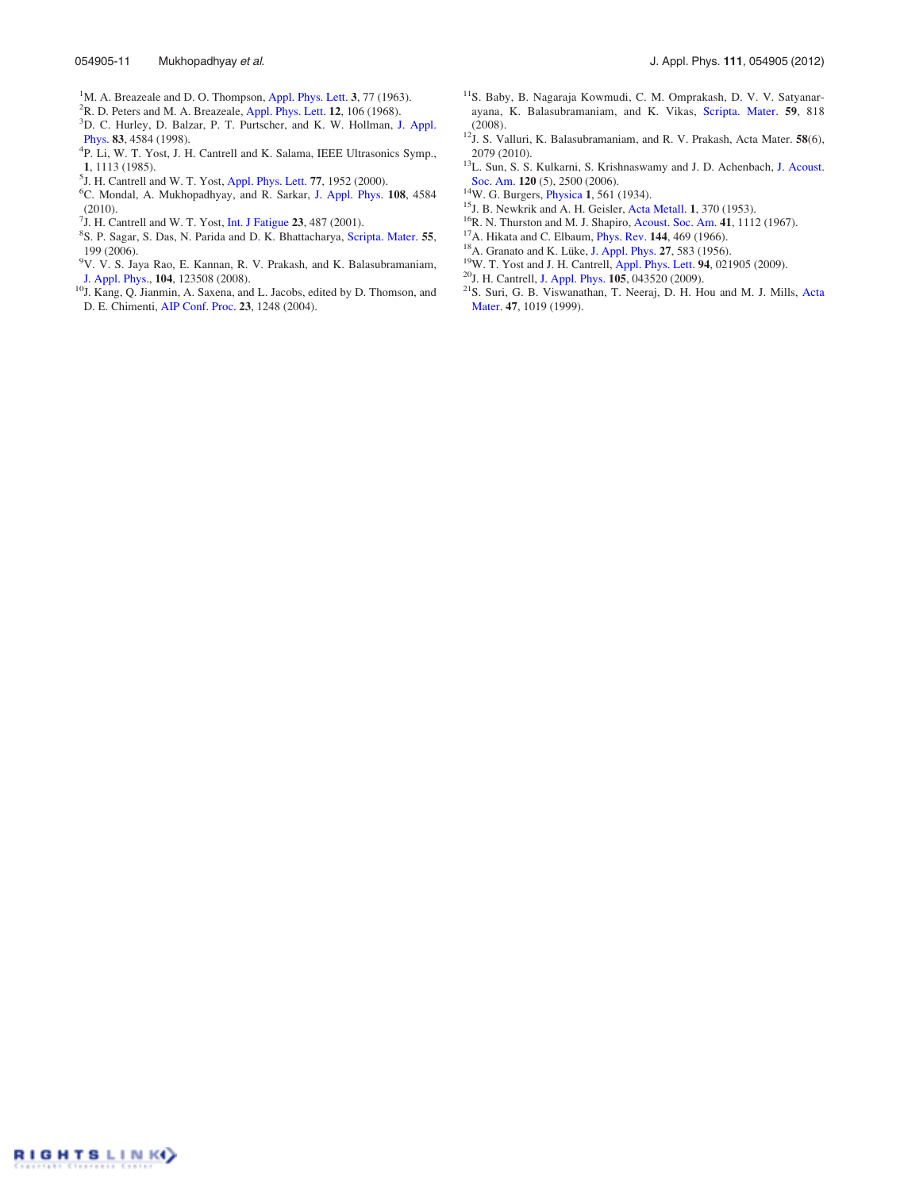[1] M. A. Breazeale and D. O. Thompson, Appl. Phys. Lett. **3**, 77 (1963).

[2] R. D. Peters and M. A. Breazeale, Appl. Phys. Lett. **12**, 106 (1968).

[3] D. C. Hurley, D. Balzar, P. T. Purtscher, and K. W. Hollman, J. Appl. Phys. **83**, 4584 (1998).

[4] P. Li, W. T. Yost, J. H. Cantrell and K. Salama, IEEE Ultrasonics Symp., **1**, 1113 (1985).

[5] J. H. Cantrell and W. T. Yost, Appl. Phys. Lett. **77**, 1952 (2000).

[6] C. Mondal, A. Mukhopadhyay, and R. Sarkar, J. Appl. Phys. **108**, 4584 (2010).

[7] J. H. Cantrell and W. T. Yost, Int. J Fatigue **23**, 487 (2001).

[8] S. P. Sagar, S. Das, N. Parida and D. K. Bhattacharya, Scripta. Mater. **55**, 199 (2006).

[9] V. V. S. Jaya Rao, E. Kannan, R. V. Prakash, and K. Balasubramaniam, J. Appl. Phys., **104**, 123508 (2008).

[10] J. Kang, Q. Jianmin, A. Saxena, and L. Jacobs, edited by D. Thomson, and D. E. Chimenti, AIP Conf. Proc. **23**, 1248 (2004).

[11] S. Baby, B. Nagaraja Kowmudi, C. M. Omprakash, D. V. V. Satyanarayana, K. Balasubramaniam, and K. Vikas, Scripta. Mater. **59**, 818 (2008).

[12] J. S. Valluri, K. Balasubramaniam, and R. V. Prakash, Acta Mater. **58**(6), 2079 (2010).

[13] L. Sun, S. S. Kulkarni, S. Krishnaswamy and J. D. Achenbach, J. Acoust. Soc. Am. **120** (5), 2500 (2006).

[14] W. G. Burgers, Physica **1**, 561 (1934).

[15] J. B. Newkrik and A. H. Geisler, Acta Metall. **1**, 370 (1953).

[16] R. N. Thurston and M. J. Shapiro, Acoust. Soc. Am. **41**, 1112 (1967).

[17] A. Hikata and C. Elbaum, Phys. Rev. **144**, 469 (1966).

[18] A. Granato and K. Lüke, J. Appl. Phys. **27**, 583 (1956).

[19] W. T. Yost and J. H. Cantrell, Appl. Phys. Lett. **94**, 021905 (2009).

[20] J. H. Cantrell, J. Appl. Phys. **105**, 043520 (2009).

[21] S. Suri, G. B. Viswanathan, T. Neeraj, D. H. Hou and M. J. Mills, Acta Mater. **47**, 1019 (1999).